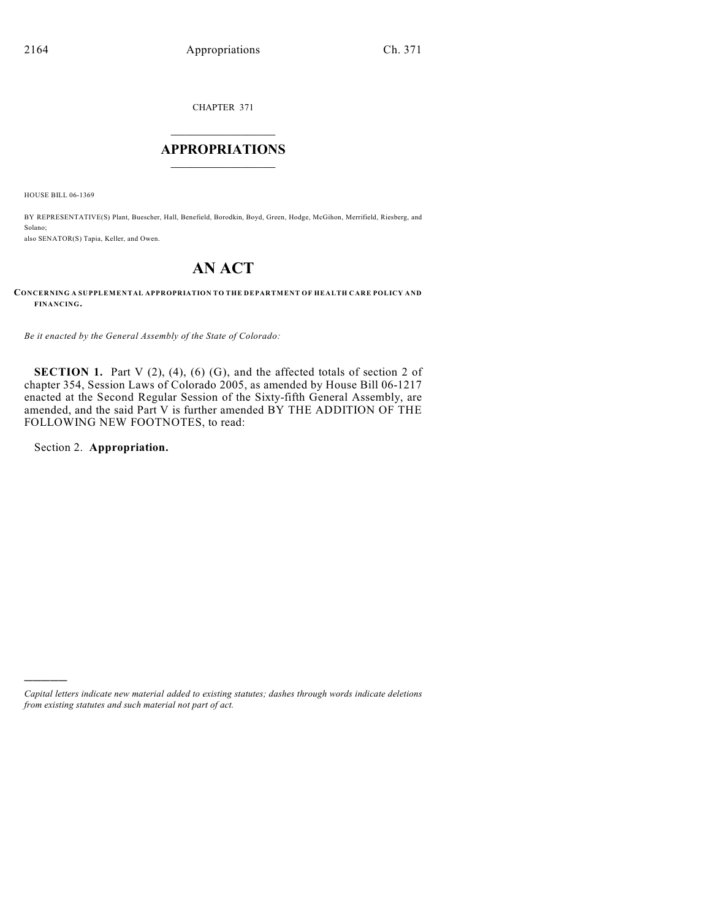CHAPTER 371

# APPROPRIATIONS

HOUSE BILL 06-1369

BY REPRESENTATIVE(S) Plant, Buescher, Hall, Benefield, Borodkin, Boyd, Green, Hodge, McGihon, Merrifield, Riesberg, and Solano;
also SENATOR(S) Tapia, Keller, and Owen.

# AN ACT

**CONCERNING A SUPPLEMENTAL APPROPRIATION TO THE DEPARTMENT OF HEALTH CARE POLICY AND FINANCING.**

*Be it enacted by the General Assembly of the State of Colorado:*

**SECTION 1.** Part V (2), (4), (6) (G), and the affected totals of section 2 of chapter 354, Session Laws of Colorado 2005, as amended by House Bill 06-1217 enacted at the Second Regular Session of the Sixty-fifth General Assembly, are amended, and the said Part V is further amended BY THE ADDITION OF THE FOLLOWING NEW FOOTNOTES, to read:

Section 2. **Appropriation.**

---

*Capital letters indicate new material added to existing statutes; dashes through words indicate deletions from existing statutes and such material not part of act.*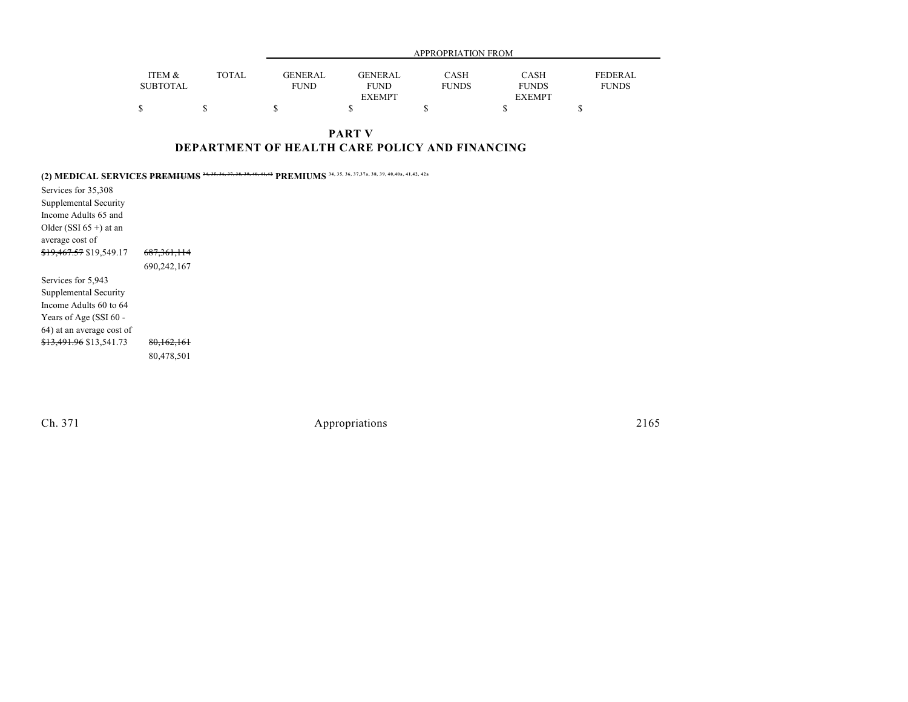| | ITEM & SUBTOTAL | TOTAL | GENERAL FUND | GENERAL FUND EXEMPT | CASH FUNDS | CASH FUNDS EXEMPT | FEDERAL FUNDS |
|---|---|---|---|---|---|---|---|
| | | | APPROPRIATION FROM | | | | |
| | $ | $ | $ | $ | $ | $ | $ |

## PART V
## DEPARTMENT OF HEALTH CARE POLICY AND FINANCING

**(2) MEDICAL SERVICES ~~PREMIUMS~~ [34, 35, 36, 37, 38, 39, 40, 41, 42] PREMIUMS [34, 35, 36, 37, 37a, 38, 39, 40, 40a, 41, 42, 42a]**

| | ITEM & SUBTOTAL | TOTAL | GENERAL FUND | GENERAL FUND EXEMPT | CASH FUNDS | CASH FUNDS EXEMPT | FEDERAL FUNDS |
|---|---|---|---|---|---|---|---|
| Services for 35,308 Supplemental Security Income Adults 65 and Older (SSI 65 +) at an average cost of ~~$19,467.57~~ $19,549.17 | ~~687,361,114~~ 690,242,167 | | | | | | |
| Services for 5,943 Supplemental Security Income Adults 60 to 64 Years of Age (SSI 60 - 64) at an average cost of ~~$13,491.96~~ $13,541.73 | ~~80,162,161~~ 80,478,501 | | | | | | |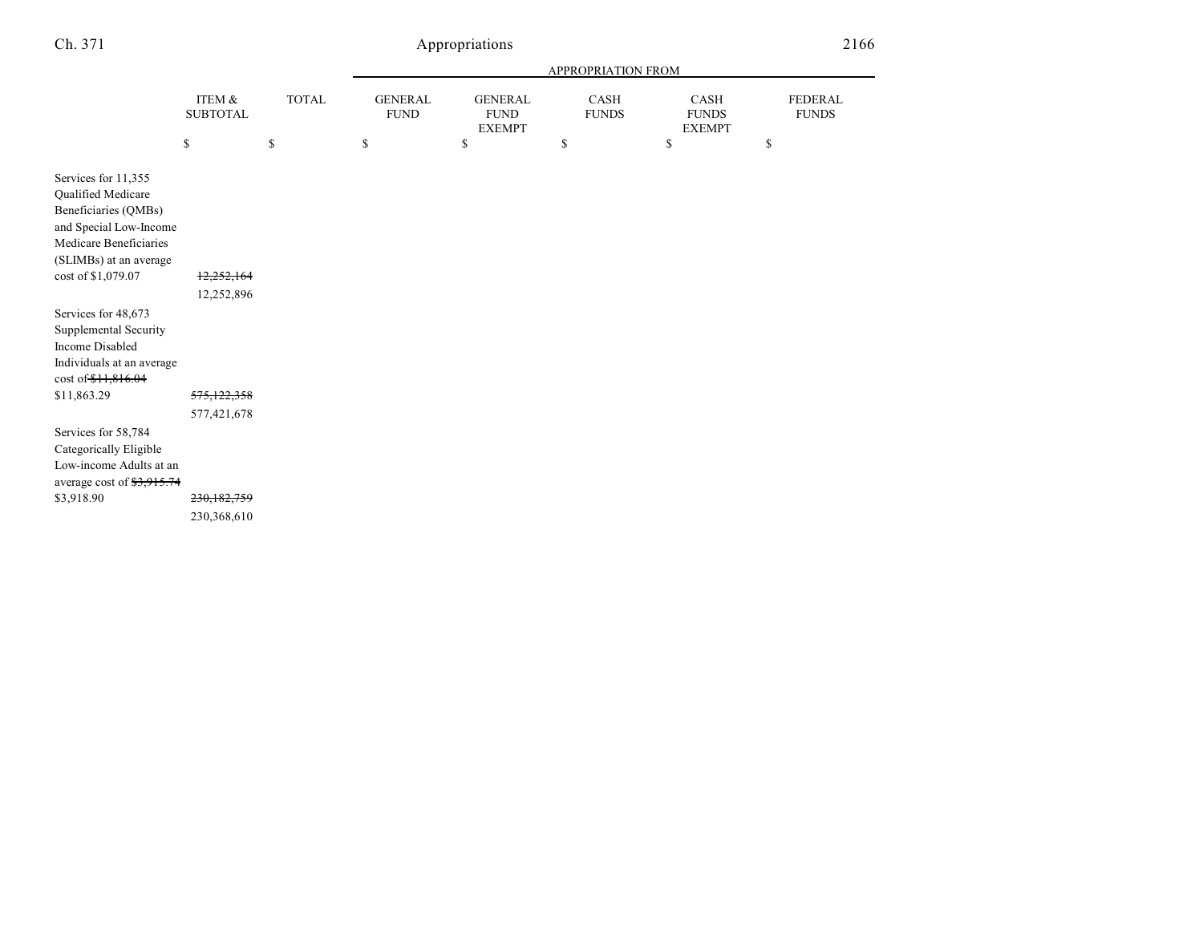| | ITEM & SUBTOTAL | TOTAL | APPROPRIATION FROM GENERAL FUND | GENERAL FUND EXEMPT | CASH FUNDS | CASH FUNDS EXEMPT | FEDERAL FUNDS |
|---|---|---|---|---|---|---|---|
| | $ | $ | $ | $ | $ | $ | $ |
| Services for 11,355 Qualified Medicare Beneficiaries (QMBs) and Special Low-Income Medicare Beneficiaries (SLIMBs) at an average cost of $1,079.07 | ~~12,252,164~~ 12,252,896 | | | | | | |
| Services for 48,673 Supplemental Security Income Disabled Individuals at an average cost of ~~$11,816.04~~ $11,863.29 | ~~575,122,358~~ 577,421,678 | | | | | | |
| Services for 58,784 Categorically Eligible Low-income Adults at an average cost of ~~$3,915.74~~ $3,918.90 | ~~230,182,759~~ 230,368,610 | | | | | | |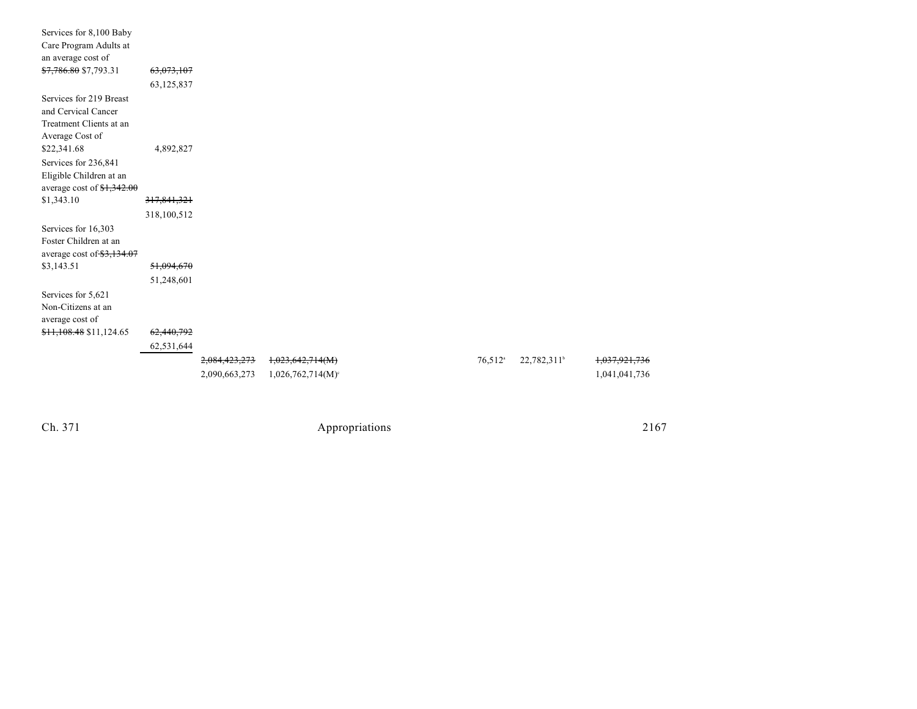| | | | | | | |
|---|---|---|---|---|---|---|
| Services for 8,100 Baby Care Program Adults at an average cost of ~~$7,786.80~~ $7,793.31 | ~~63,073,107~~ 63,125,837 | | | | | |
| Services for 219 Breast and Cervical Cancer Treatment Clients at an Average Cost of $22,341.68 | 4,892,827 | | | | | |
| Services for 236,841 Eligible Children at an average cost of ~~$1,342.00~~ $1,343.10 | ~~317,841,321~~ 318,100,512 | | | | | |
| Services for 16,303 Foster Children at an average cost of ~~$3,134.07~~ $3,143.51 | ~~51,094,670~~ 51,248,601 | | | | | |
| Services for 5,621 Non-Citizens at an average cost of ~~$11,108.48~~ $11,124.65 | ~~62,440,792~~ 62,531,644 | | | | | |
| | | ~~2,084,423,273~~ 2,090,663,273 | ~~1,023,642,714(M)~~ 1,026,762,714(M)[c] | 76,512[a] | 22,782,311[b] | ~~1,037,921,736~~ 1,041,041,736 |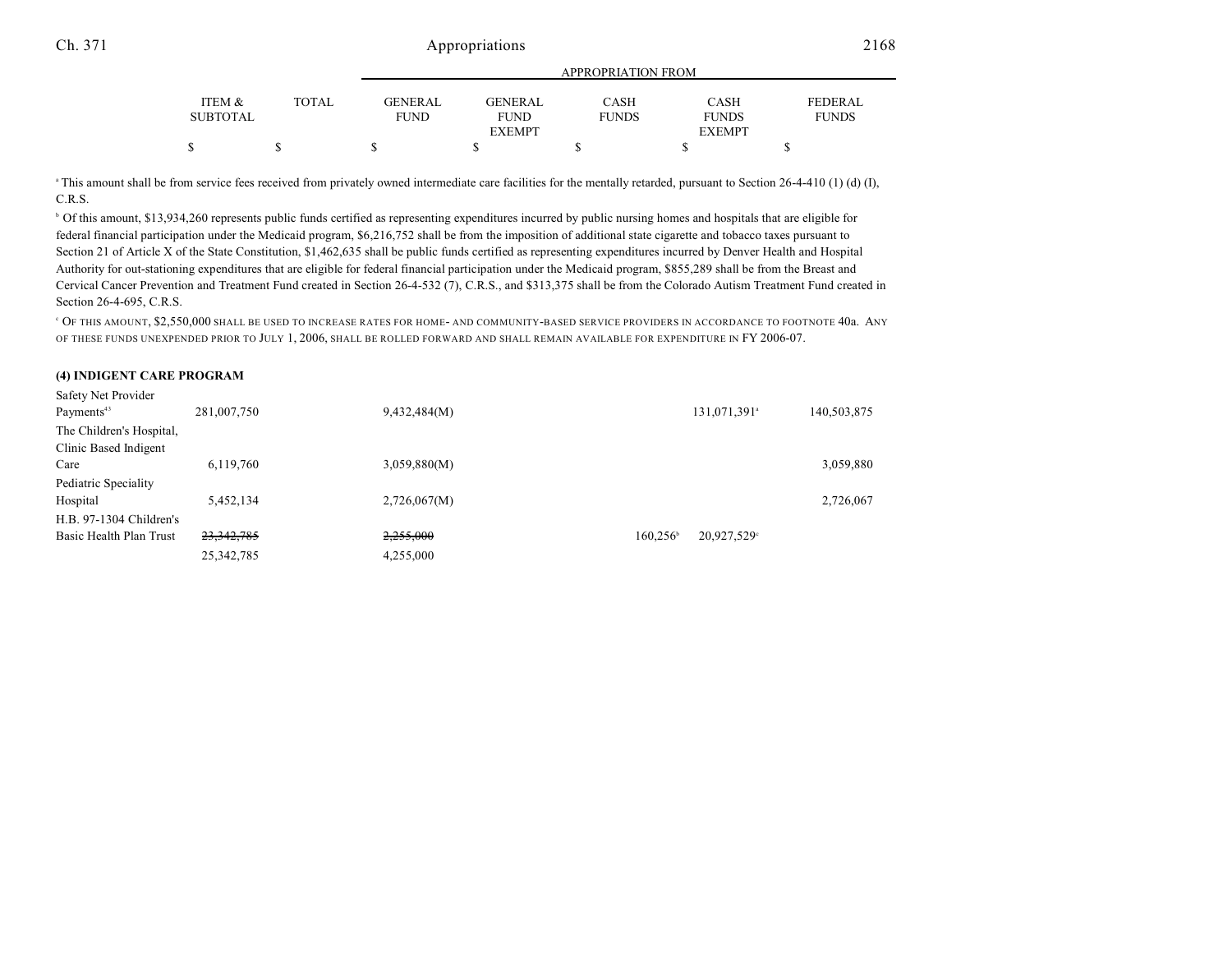| | ITEM & SUBTOTAL | TOTAL | GENERAL FUND | GENERAL FUND EXEMPT | CASH FUNDS | CASH FUNDS EXEMPT | FEDERAL FUNDS |
|---|---|---|---|---|---|---|---|
| | $ | $ | $ | $ | $ | $ | $ |

[a] This amount shall be from service fees received from privately owned intermediate care facilities for the mentally retarded, pursuant to Section 26-4-410 (1) (d) (I), C.R.S.

[b] Of this amount, $13,934,260 represents public funds certified as representing expenditures incurred by public nursing homes and hospitals that are eligible for federal financial participation under the Medicaid program, $6,216,752 shall be from the imposition of additional state cigarette and tobacco taxes pursuant to Section 21 of Article X of the State Constitution, $1,462,635 shall be public funds certified as representing expenditures incurred by Denver Health and Hospital Authority for out-stationing expenditures that are eligible for federal financial participation under the Medicaid program, $855,289 shall be from the Breast and Cervical Cancer Prevention and Treatment Fund created in Section 26-4-532 (7), C.R.S., and $313,375 shall be from the Colorado Autism Treatment Fund created in Section 26-4-695, C.R.S.

[c] OF THIS AMOUNT, $2,550,000 SHALL BE USED TO INCREASE RATES FOR HOME- AND COMMUNITY-BASED SERVICE PROVIDERS IN ACCORDANCE TO FOOTNOTE 40a. ANY OF THESE FUNDS UNEXPENDED PRIOR TO JULY 1, 2006, SHALL BE ROLLED FORWARD AND SHALL REMAIN AVAILABLE FOR EXPENDITURE IN FY 2006-07.

**(4) INDIGENT CARE PROGRAM**

| | ITEM & SUBTOTAL | TOTAL | GENERAL FUND | GENERAL FUND EXEMPT | CASH FUNDS | CASH FUNDS EXEMPT | FEDERAL FUNDS |
|---|---|---|---|---|---|---|---|
| Safety Net Provider Payments[43] | 281,007,750 | | 9,432,484(M) | | | 131,071,391[a] | 140,503,875 |
| The Children's Hospital, Clinic Based Indigent Care | 6,119,760 | | 3,059,880(M) | | | | 3,059,880 |
| Pediatric Speciality Hospital | 5,452,134 | | 2,726,067(M) | | | | 2,726,067 |
| H.B. 97-1304 Children's Basic Health Plan Trust | ~~23,342,785~~ 25,342,785 | | ~~2,255,000~~ 4,255,000 | | 160,256[b] | 20,927,529[c] | |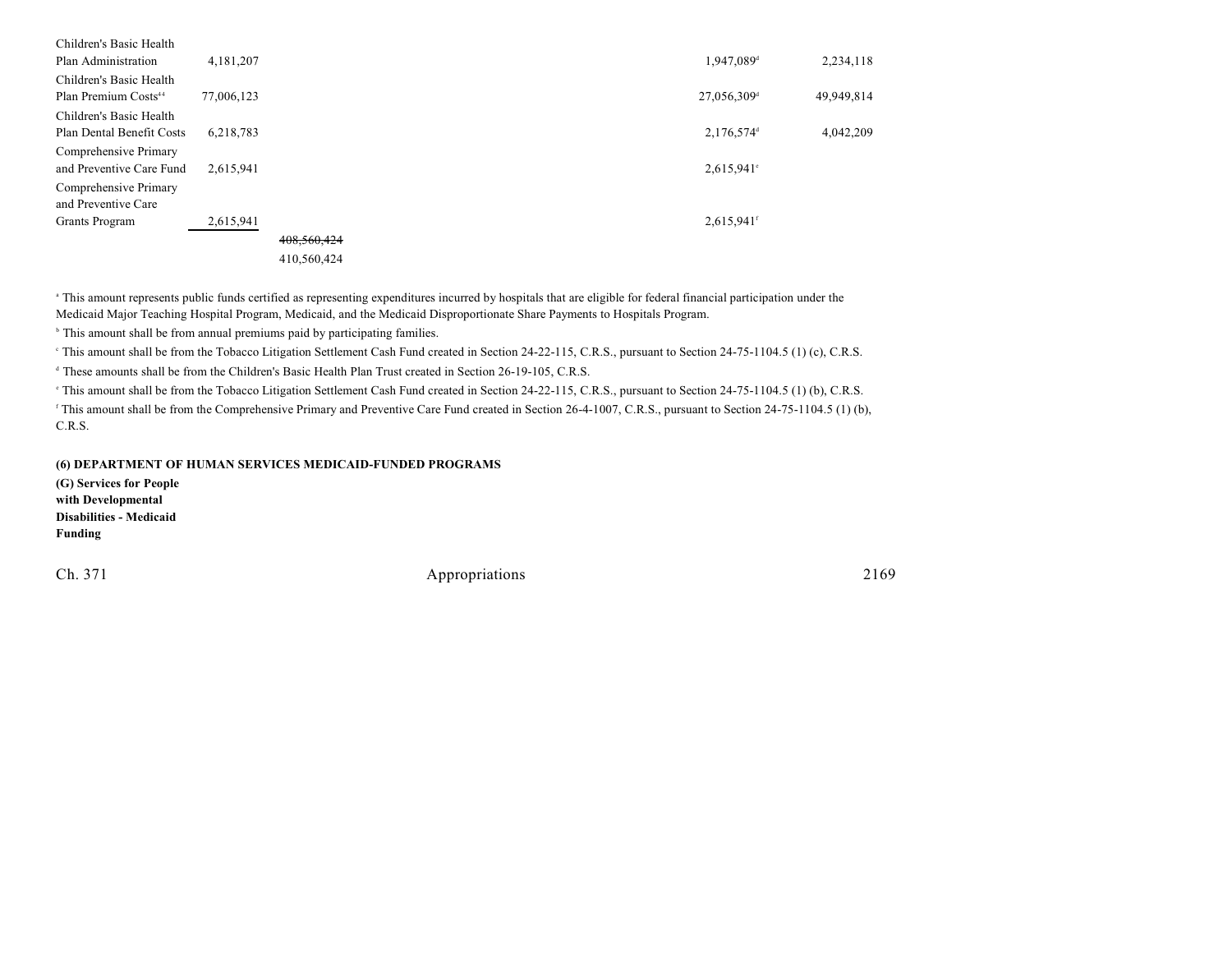| | | | | | | | |
|---|---|---|---|---|---|---|---|
| Children's Basic Health Plan Administration | 4,181,207 | | | | 1,947,089[d] | 2,234,118 |
| Children's Basic Health Plan Premium Costs[44] | 77,006,123 | | | | 27,056,309[d] | 49,949,814 |
| Children's Basic Health Plan Dental Benefit Costs | 6,218,783 | | | | 2,176,574[d] | 4,042,209 |
| Comprehensive Primary and Preventive Care Fund | 2,615,941 | | | | 2,615,941[e] | |
| Comprehensive Primary and Preventive Care Grants Program | 2,615,941 | | | | 2,615,941[f] | |
| | | ~~408,560,424~~ 410,560,424 | | | | |

[a] This amount represents public funds certified as representing expenditures incurred by hospitals that are eligible for federal financial participation under the Medicaid Major Teaching Hospital Program, Medicaid, and the Medicaid Disproportionate Share Payments to Hospitals Program.

[b] This amount shall be from annual premiums paid by participating families.

[c] This amount shall be from the Tobacco Litigation Settlement Cash Fund created in Section 24-22-115, C.R.S., pursuant to Section 24-75-1104.5 (1) (c), C.R.S.

[d] These amounts shall be from the Children's Basic Health Plan Trust created in Section 26-19-105, C.R.S.

[e] This amount shall be from the Tobacco Litigation Settlement Cash Fund created in Section 24-22-115, C.R.S., pursuant to Section 24-75-1104.5 (1) (b), C.R.S.

[f] This amount shall be from the Comprehensive Primary and Preventive Care Fund created in Section 26-4-1007, C.R.S., pursuant to Section 24-75-1104.5 (1) (b), C.R.S.

**(6) DEPARTMENT OF HUMAN SERVICES MEDICAID-FUNDED PROGRAMS**

**(G) Services for People with Developmental Disabilities - Medicaid Funding**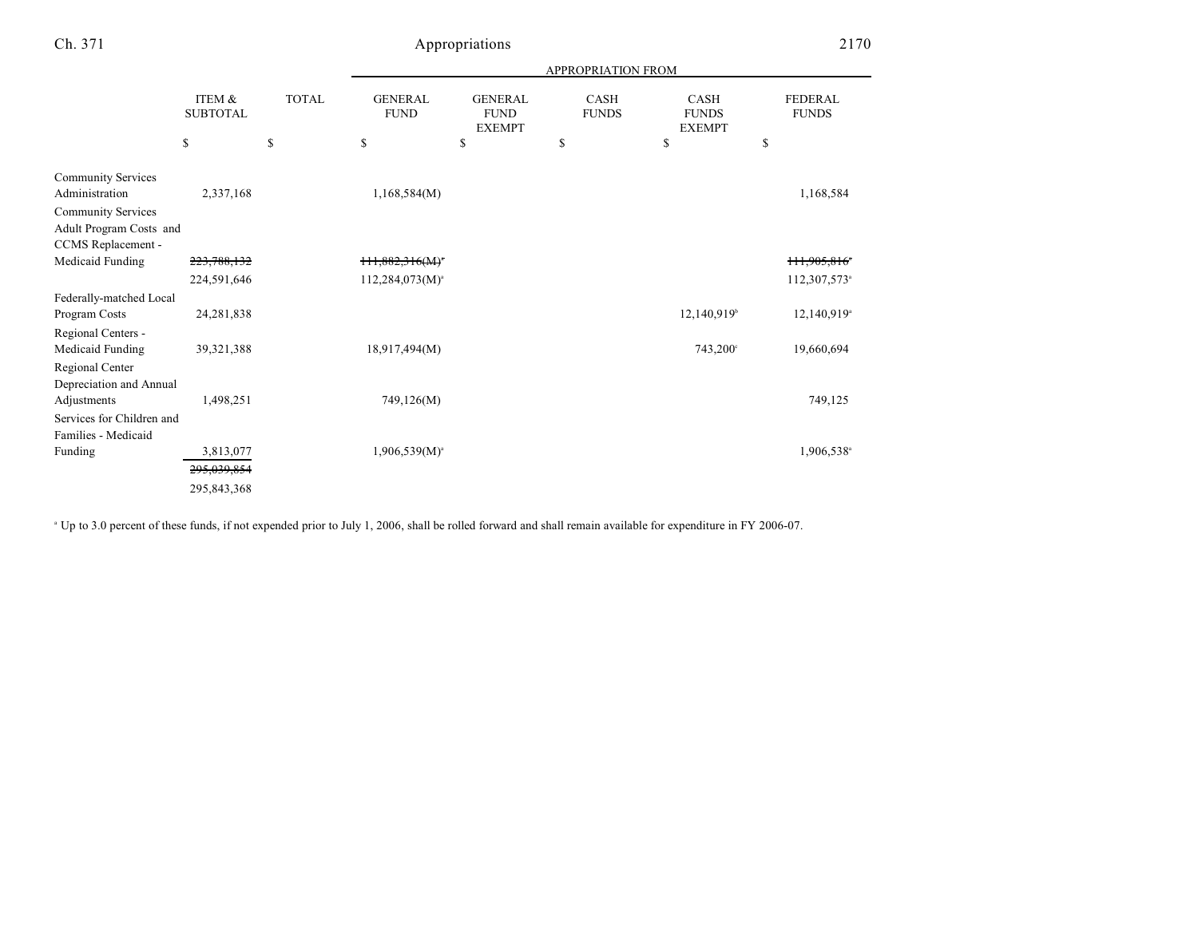| | ITEM & SUBTOTAL | TOTAL | GENERAL FUND | GENERAL FUND EXEMPT | CASH FUNDS | CASH FUNDS EXEMPT | FEDERAL FUNDS |
|---|---|---|---|---|---|---|---|
| | | | APPROPRIATION FROM | | | | |
| | $ | $ | $ | $ | $ | $ | $ |
| Community Services Administration | 2,337,168 | | 1,168,584(M) | | | | 1,168,584 |
| Community Services Adult Program Costs and CCMS Replacement - Medicaid Funding | ~~223,788,132~~ | | ~~111,882,316(M)~~[a] | | | | ~~111,905,816~~[a] |
| | 224,591,646 | | 112,284,073(M)[a] | | | | 112,307,573[a] |
| Federally-matched Local Program Costs | 24,281,838 | | | | | 12,140,919[b] | 12,140,919[a] |
| Regional Centers - Medicaid Funding | 39,321,388 | | 18,917,494(M) | | | 743,200[c] | 19,660,694 |
| Regional Center Depreciation and Annual Adjustments | 1,498,251 | | 749,126(M) | | | | 749,125 |
| Services for Children and Families - Medicaid Funding | 3,813,077 | | 1,906,539(M)[a] | | | | 1,906,538[a] |
| | ~~295,039,854~~ | | | | | | |
| | 295,843,368 | | | | | | |

[a] Up to 3.0 percent of these funds, if not expended prior to July 1, 2006, shall be rolled forward and shall remain available for expenditure in FY 2006-07.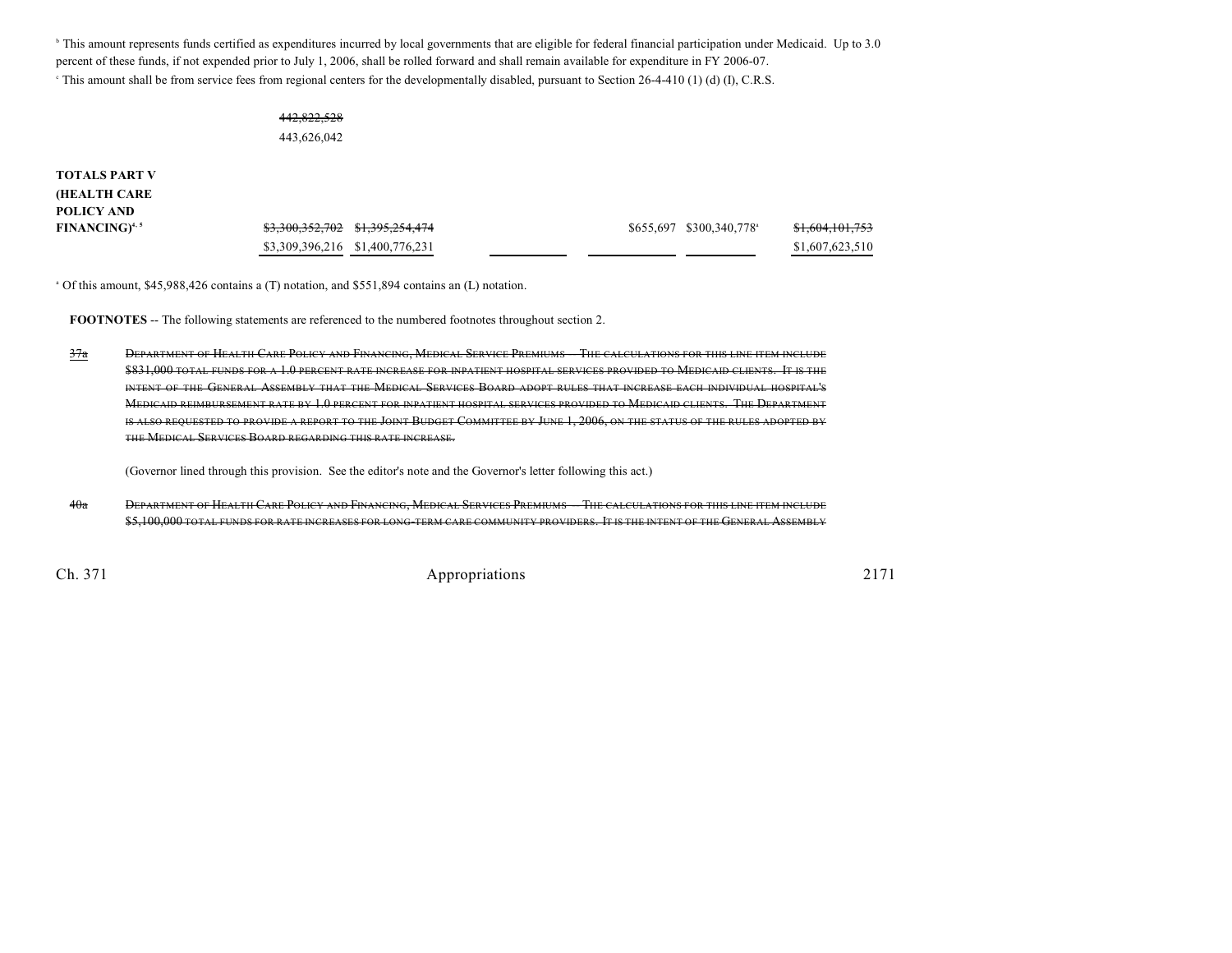[b] This amount represents funds certified as expenditures incurred by local governments that are eligible for federal financial participation under Medicaid. Up to 3.0 percent of these funds, if not expended prior to July 1, 2006, shall be rolled forward and shall remain available for expenditure in FY 2006-07.

[c] This amount shall be from service fees from regional centers for the developmentally disabled, pursuant to Section 26-4-410 (1) (d) (I), C.R.S.

| | | | | | | |
|---|---|---|---|---|---|---|
| | ~~442,822,528~~ <br> 443,626,042 | | | | | |
| **TOTALS PART V (HEALTH CARE POLICY AND FINANCING)**[4, 5] | ~~$3,300,352,702~~ <br> $3,309,396,216 | ~~$1,395,254,474~~ <br> $1,400,776,231 | | $655,697 | $300,340,778[a] | ~~$1,604,101,753~~ <br> $1,607,623,510 |

[a] Of this amount, $45,988,426 contains a (T) notation, and $551,894 contains an (L) notation.

**FOOTNOTES** -- The following statements are referenced to the numbered footnotes throughout section 2.

~~37a~~ ~~DEPARTMENT OF HEALTH CARE POLICY AND FINANCING, MEDICAL SERVICE PREMIUMS -- THE CALCULATIONS FOR THIS LINE ITEM INCLUDE $831,000 TOTAL FUNDS FOR A 1.0 PERCENT RATE INCREASE FOR INPATIENT HOSPITAL SERVICES PROVIDED TO MEDICAID CLIENTS. IT IS THE INTENT OF THE GENERAL ASSEMBLY THAT THE MEDICAL SERVICES BOARD ADOPT RULES THAT INCREASE EACH INDIVIDUAL HOSPITAL'S MEDICAID REIMBURSEMENT RATE BY 1.0 PERCENT FOR INPATIENT HOSPITAL SERVICES PROVIDED TO MEDICAID CLIENTS. THE DEPARTMENT IS ALSO REQUESTED TO PROVIDE A REPORT TO THE JOINT BUDGET COMMITTEE BY JUNE 1, 2006, ON THE STATUS OF THE RULES ADOPTED BY THE MEDICAL SERVICES BOARD REGARDING THIS RATE INCREASE.~~

(Governor lined through this provision. See the editor's note and the Governor's letter following this act.)

~~40a~~ ~~DEPARTMENT OF HEALTH CARE POLICY AND FINANCING, MEDICAL SERVICES PREMIUMS -- THE CALCULATIONS FOR THIS LINE ITEM INCLUDE $5,100,000 TOTAL FUNDS FOR RATE INCREASES FOR LONG-TERM CARE COMMUNITY PROVIDERS. IT IS THE INTENT OF THE GENERAL ASSEMBLY~~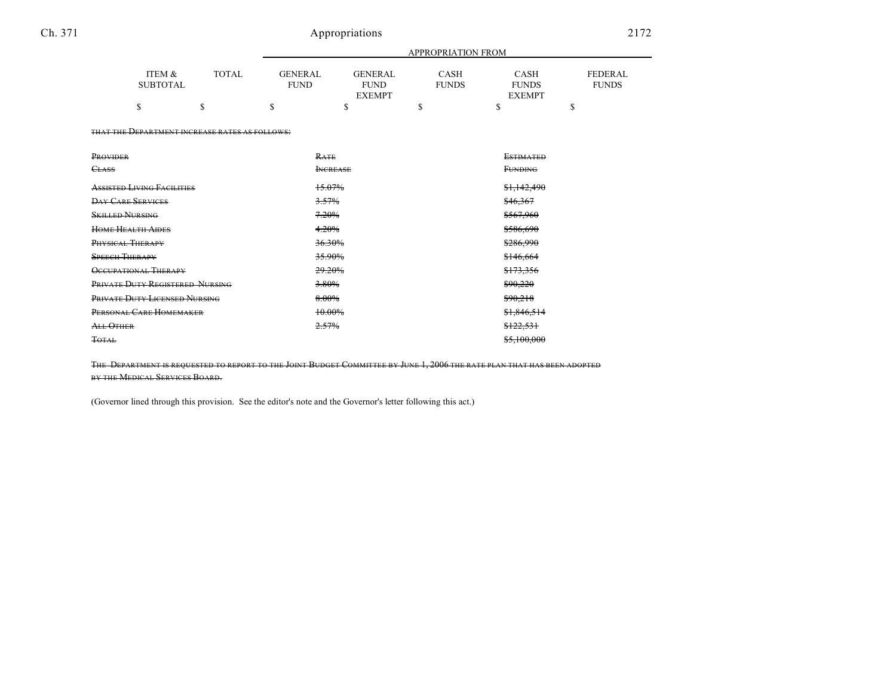| ITEM & SUBTOTAL | TOTAL | GENERAL FUND | GENERAL FUND EXEMPT | CASH FUNDS | CASH FUNDS EXEMPT | FEDERAL FUNDS |
|---|---|---|---|---|---|---|
| $ | $ | $ | $ | $ | $ | $ |

~~THAT THE DEPARTMENT INCREASE RATES AS FOLLOWS:~~

| ~~PROVIDER CLASS~~ | ~~RATE INCREASE~~ | ~~ESTIMATED FUNDING~~ |
|---|---|---|
| ~~ASSISTED LIVING FACILITIES~~ | ~~15.07%~~ | ~~$1,142,490~~ |
| ~~DAY CARE SERVICES~~ | ~~3.57%~~ | ~~$46,367~~ |
| ~~SKILLED NURSING~~ | ~~7.20%~~ | ~~$567,960~~ |
| ~~HOME HEALTH AIDES~~ | ~~4.20%~~ | ~~$586,690~~ |
| ~~PHYSICAL THERAPY~~ | ~~36.30%~~ | ~~$286,990~~ |
| ~~SPEECH THERAPY~~ | ~~35.90%~~ | ~~$146,664~~ |
| ~~OCCUPATIONAL THERAPY~~ | ~~29.20%~~ | ~~$173,356~~ |
| ~~PRIVATE DUTY REGISTERED NURSING~~ | ~~3.80%~~ | ~~$90,220~~ |
| ~~PRIVATE DUTY LICENSED NURSING~~ | ~~8.00%~~ | ~~$90,218~~ |
| ~~PERSONAL CARE HOMEMAKER~~ | ~~10.00%~~ | ~~$1,846,514~~ |
| ~~ALL OTHER~~ | ~~2.57%~~ | ~~$122,531~~ |
| ~~TOTAL~~ | | ~~$5,100,000~~ |

~~THE DEPARTMENT IS REQUESTED TO REPORT TO THE JOINT BUDGET COMMITTEE BY JUNE 1, 2006 THE RATE PLAN THAT HAS BEEN ADOPTED BY THE MEDICAL SERVICES BOARD.~~

(Governor lined through this provision. See the editor's note and the Governor's letter following this act.)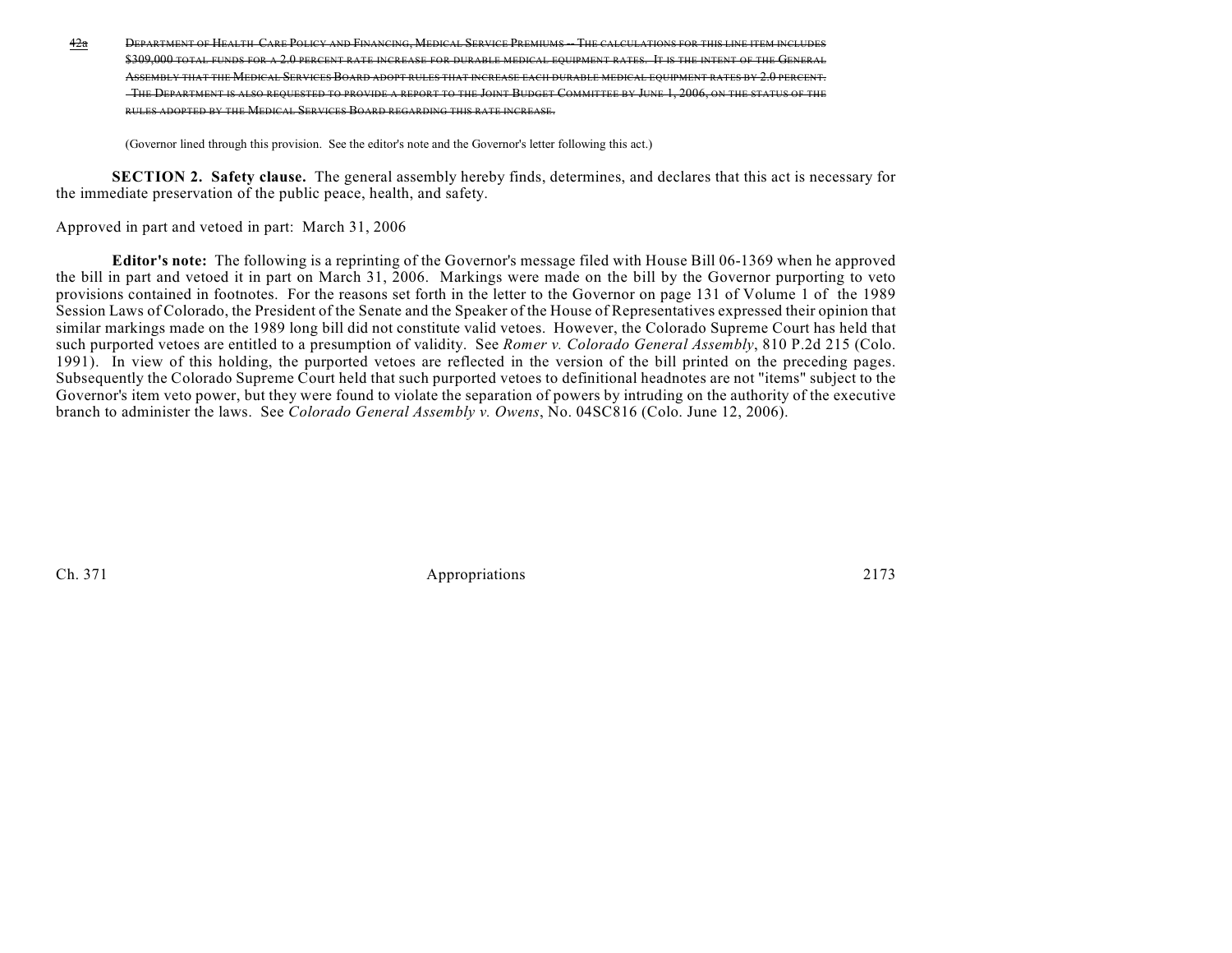~~42a DEPARTMENT OF HEALTH CARE POLICY AND FINANCING, MEDICAL SERVICE PREMIUMS -- THE CALCULATIONS FOR THIS LINE ITEM INCLUDES $309,000 TOTAL FUNDS FOR A 2.0 PERCENT RATE INCREASE FOR DURABLE MEDICAL EQUIPMENT RATES. IT IS THE INTENT OF THE GENERAL ASSEMBLY THAT THE MEDICAL SERVICES BOARD ADOPT RULES THAT INCREASE EACH DURABLE MEDICAL EQUIPMENT RATES BY 2.0 PERCENT. THE DEPARTMENT IS ALSO REQUESTED TO PROVIDE A REPORT TO THE JOINT BUDGET COMMITTEE BY JUNE 1, 2006, ON THE STATUS OF THE RULES ADOPTED BY THE MEDICAL SERVICES BOARD REGARDING THIS RATE INCREASE.~~

(Governor lined through this provision. See the editor's note and the Governor's letter following this act.)

**SECTION 2. Safety clause.** The general assembly hereby finds, determines, and declares that this act is necessary for the immediate preservation of the public peace, health, and safety.

Approved in part and vetoed in part: March 31, 2006

**Editor's note:** The following is a reprinting of the Governor's message filed with House Bill 06-1369 when he approved the bill in part and vetoed it in part on March 31, 2006. Markings were made on the bill by the Governor purporting to veto provisions contained in footnotes. For the reasons set forth in the letter to the Governor on page 131 of Volume 1 of the 1989 Session Laws of Colorado, the President of the Senate and the Speaker of the House of Representatives expressed their opinion that similar markings made on the 1989 long bill did not constitute valid vetoes. However, the Colorado Supreme Court has held that such purported vetoes are entitled to a presumption of validity. See *Romer v. Colorado General Assembly*, 810 P.2d 215 (Colo. 1991). In view of this holding, the purported vetoes are reflected in the version of the bill printed on the preceding pages. Subsequently the Colorado Supreme Court held that such purported vetoes to definitional headnotes are not "items" subject to the Governor's item veto power, but they were found to violate the separation of powers by intruding on the authority of the executive branch to administer the laws. See *Colorado General Assembly v. Owens*, No. 04SC816 (Colo. June 12, 2006).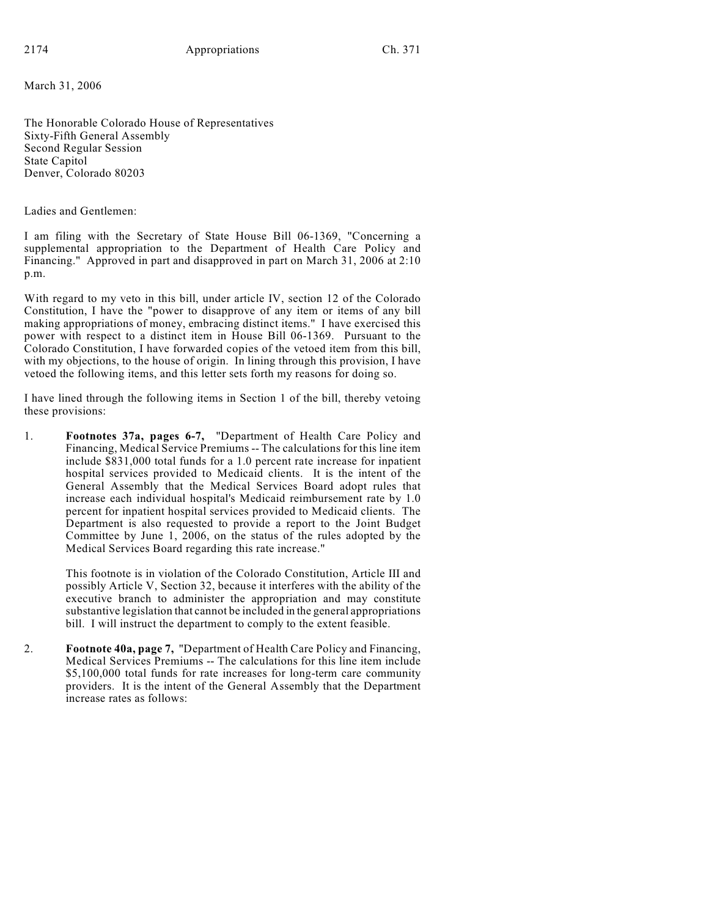March 31, 2006

The Honorable Colorado House of Representatives
Sixty-Fifth General Assembly
Second Regular Session
State Capitol
Denver, Colorado 80203

Ladies and Gentlemen:

I am filing with the Secretary of State House Bill 06-1369, "Concerning a supplemental appropriation to the Department of Health Care Policy and Financing." Approved in part and disapproved in part on March 31, 2006 at 2:10 p.m.

With regard to my veto in this bill, under article IV, section 12 of the Colorado Constitution, I have the "power to disapprove of any item or items of any bill making appropriations of money, embracing distinct items." I have exercised this power with respect to a distinct item in House Bill 06-1369. Pursuant to the Colorado Constitution, I have forwarded copies of the vetoed item from this bill, with my objections, to the house of origin. In lining through this provision, I have vetoed the following items, and this letter sets forth my reasons for doing so.

I have lined through the following items in Section 1 of the bill, thereby vetoing these provisions:

1. **Footnotes 37a, pages 6-7,** "Department of Health Care Policy and Financing, Medical Service Premiums -- The calculations for this line item include $831,000 total funds for a 1.0 percent rate increase for inpatient hospital services provided to Medicaid clients. It is the intent of the General Assembly that the Medical Services Board adopt rules that increase each individual hospital's Medicaid reimbursement rate by 1.0 percent for inpatient hospital services provided to Medicaid clients. The Department is also requested to provide a report to the Joint Budget Committee by June 1, 2006, on the status of the rules adopted by the Medical Services Board regarding this rate increase."

   This footnote is in violation of the Colorado Constitution, Article III and possibly Article V, Section 32, because it interferes with the ability of the executive branch to administer the appropriation and may constitute substantive legislation that cannot be included in the general appropriations bill. I will instruct the department to comply to the extent feasible.

2. **Footnote 40a, page 7,** "Department of Health Care Policy and Financing, Medical Services Premiums -- The calculations for this line item include $5,100,000 total funds for rate increases for long-term care community providers. It is the intent of the General Assembly that the Department increase rates as follows: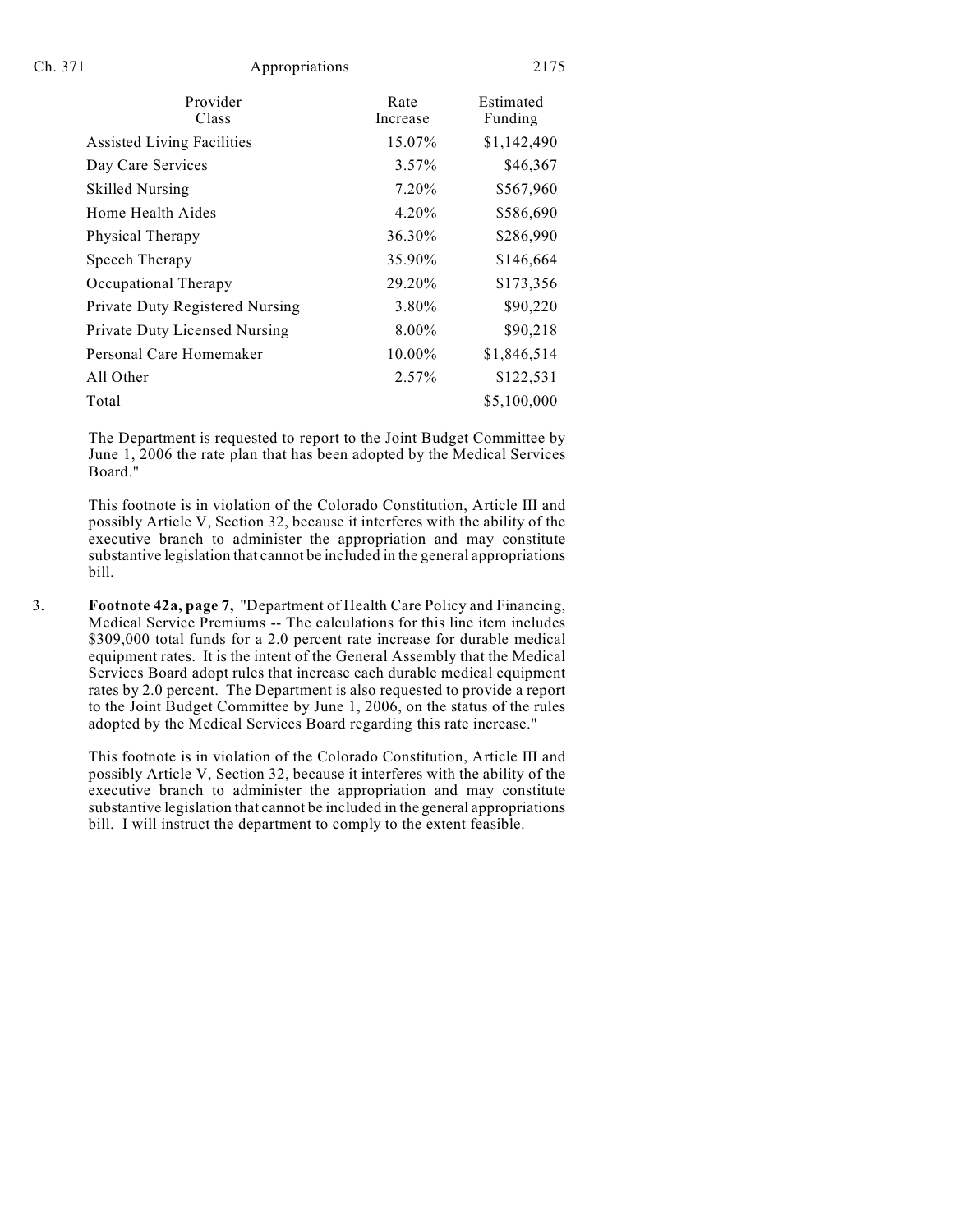| Provider Class | Rate Increase | Estimated Funding |
| --- | --- | --- |
| Assisted Living Facilities | 15.07% | $1,142,490 |
| Day Care Services | 3.57% | $46,367 |
| Skilled Nursing | 7.20% | $567,960 |
| Home Health Aides | 4.20% | $586,690 |
| Physical Therapy | 36.30% | $286,990 |
| Speech Therapy | 35.90% | $146,664 |
| Occupational Therapy | 29.20% | $173,356 |
| Private Duty Registered Nursing | 3.80% | $90,220 |
| Private Duty Licensed Nursing | 8.00% | $90,218 |
| Personal Care Homemaker | 10.00% | $1,846,514 |
| All Other | 2.57% | $122,531 |
| Total | | $5,100,000 |

The Department is requested to report to the Joint Budget Committee by June 1, 2006 the rate plan that has been adopted by the Medical Services Board."

This footnote is in violation of the Colorado Constitution, Article III and possibly Article V, Section 32, because it interferes with the ability of the executive branch to administer the appropriation and may constitute substantive legislation that cannot be included in the general appropriations bill.

3. **Footnote 42a, page 7,** "Department of Health Care Policy and Financing, Medical Service Premiums -- The calculations for this line item includes $309,000 total funds for a 2.0 percent rate increase for durable medical equipment rates. It is the intent of the General Assembly that the Medical Services Board adopt rules that increase each durable medical equipment rates by 2.0 percent. The Department is also requested to provide a report to the Joint Budget Committee by June 1, 2006, on the status of the rules adopted by the Medical Services Board regarding this rate increase."

   This footnote is in violation of the Colorado Constitution, Article III and possibly Article V, Section 32, because it interferes with the ability of the executive branch to administer the appropriation and may constitute substantive legislation that cannot be included in the general appropriations bill. I will instruct the department to comply to the extent feasible.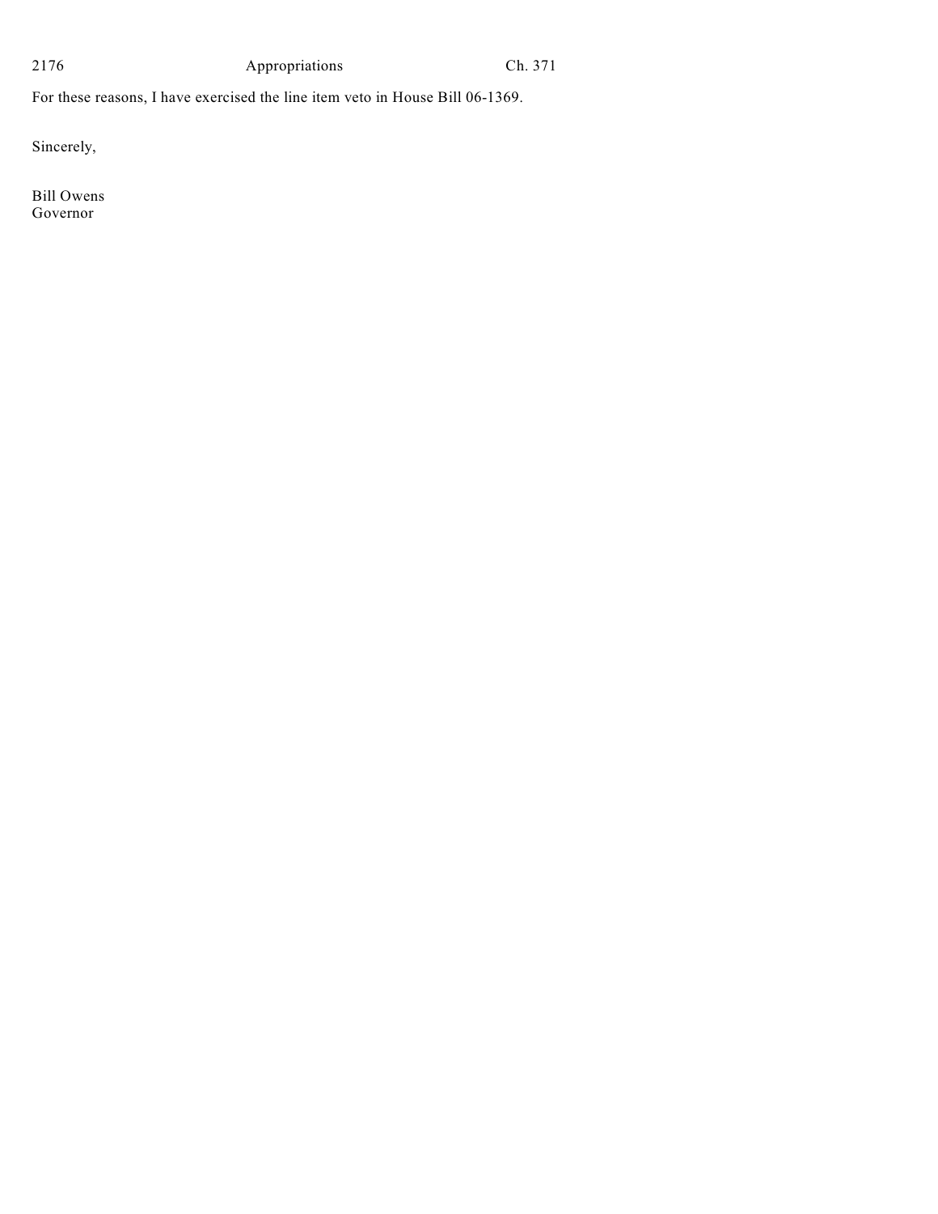For these reasons, I have exercised the line item veto in House Bill 06-1369.

Sincerely,

Bill Owens
Governor